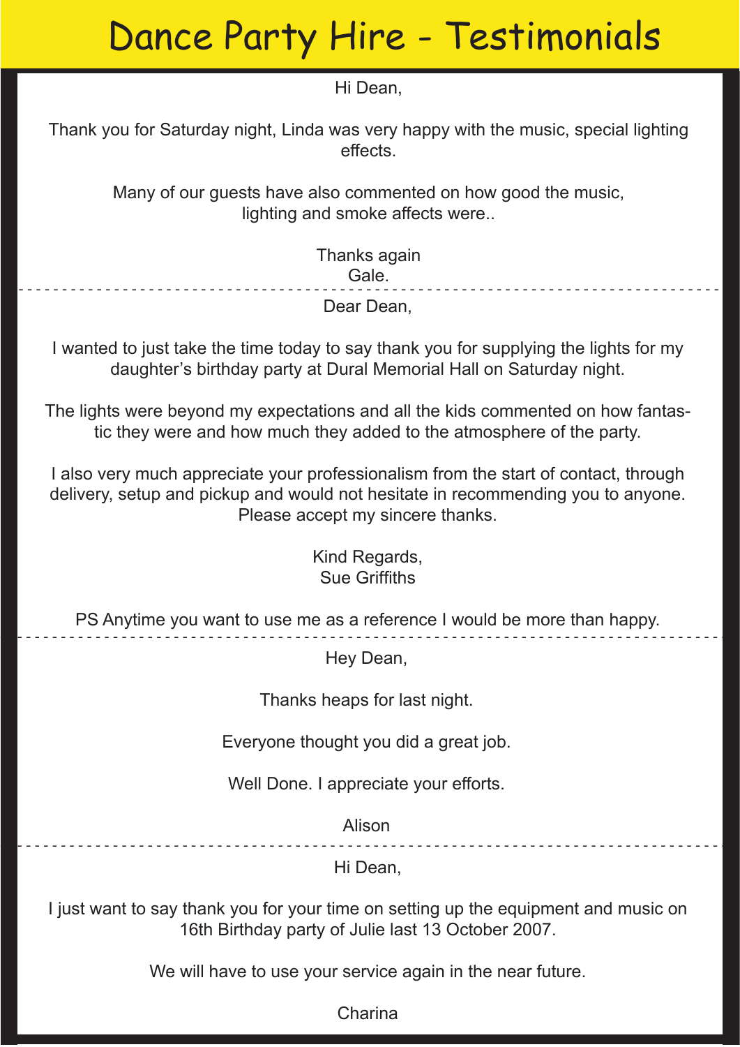# Dance Party Hire - Testimonials

Hi Dean,

Thank you for Saturday night, Linda was very happy with the music, special lighting effects.

Many of our guests have also commented on how good the music, lighting and smoke affects were..

Thanks again
Gale.

---

Dear Dean,

I wanted to just take the time today to say thank you for supplying the lights for my daughter's birthday party at Dural Memorial Hall on Saturday night.

The lights were beyond my expectations and all the kids commented on how fantastic they were and how much they added to the atmosphere of the party.

I also very much appreciate your professionalism from the start of contact, through delivery, setup and pickup and would not hesitate in recommending you to anyone. Please accept my sincere thanks.

Kind Regards,
Sue Griffiths

PS Anytime you want to use me as a reference I would be more than happy.

---

Hey Dean,

Thanks heaps for last night.

Everyone thought you did a great job.

Well Done. I appreciate your efforts.

Alison

---

Hi Dean,

I just want to say thank you for your time on setting up the equipment and music on 16th Birthday party of Julie last 13 October 2007.

We will have to use your service again in the near future.

Charina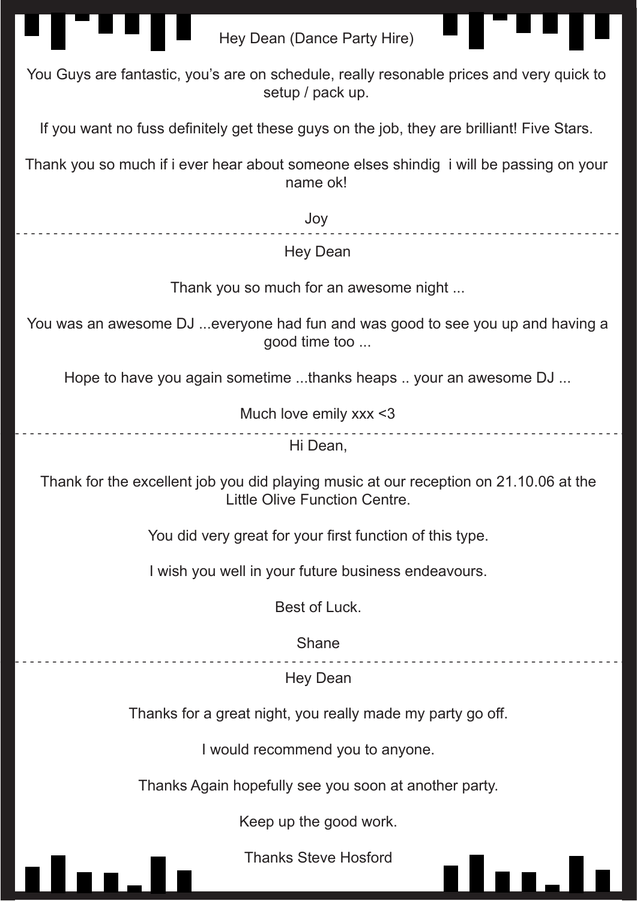Hey Dean (Dance Party Hire)

You Guys are fantastic, you’s are on schedule, really resonable prices and very quick to setup / pack up.

If you want no fuss definitely get these guys on the job, they are brilliant! Five Stars.

Thank you so much if i ever hear about someone elses shindig  i will be passing on your name ok!

Joy

---

Hey Dean

Thank you so much for an awesome night ...

You was an awesome DJ ...everyone had fun and was good to see you up and having a good time too ...

Hope to have you again sometime ...thanks heaps .. your an awesome DJ ...

Much love emily xxx <3

---

Hi Dean,

Thank for the excellent job you did playing music at our reception on 21.10.06 at the Little Olive Function Centre.

You did very great for your first function of this type.

I wish you well in your future business endeavours.

Best of Luck.

Shane

---

Hey Dean

Thanks for a great night, you really made my party go off.

I would recommend you to anyone.

Thanks Again hopefully see you soon at another party.

Keep up the good work.

Thanks Steve Hosford